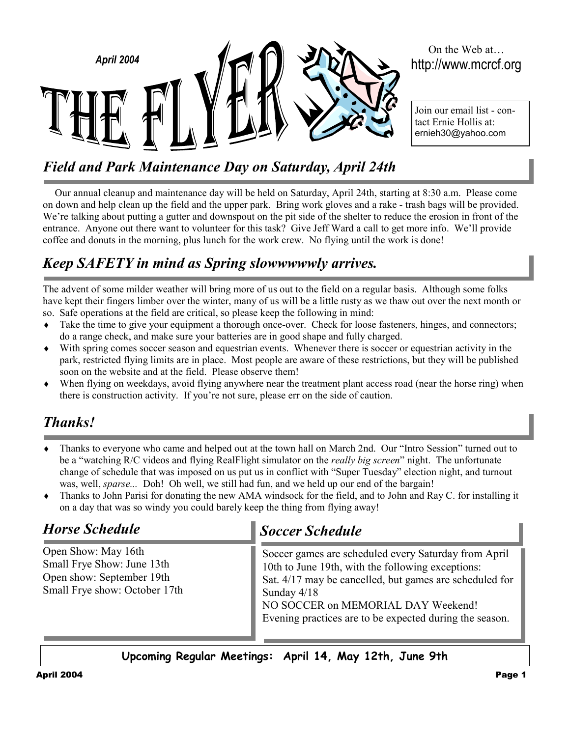April 2004

# THE FLYER

On the Web at…
http://www.mcrcf.org

Join our email list - contact Ernie Hollis at: ernieh30@yahoo.com

## *Field and Park Maintenance Day on Saturday, April 24th*

Our annual cleanup and maintenance day will be held on Saturday, April 24th, starting at 8:30 a.m. Please come on down and help clean up the field and the upper park. Bring work gloves and a rake - trash bags will be provided. We're talking about putting a gutter and downspout on the pit side of the shelter to reduce the erosion in front of the entrance. Anyone out there want to volunteer for this task? Give Jeff Ward a call to get more info. We'll provide coffee and donuts in the morning, plus lunch for the work crew. No flying until the work is done!

## *Keep SAFETY in mind as Spring slowwwwwly arrives.*

The advent of some milder weather will bring more of us out to the field on a regular basis. Although some folks have kept their fingers limber over the winter, many of us will be a little rusty as we thaw out over the next month or so. Safe operations at the field are critical, so please keep the following in mind:

- Take the time to give your equipment a thorough once-over. Check for loose fasteners, hinges, and connectors; do a range check, and make sure your batteries are in good shape and fully charged.
- With spring comes soccer season and equestrian events. Whenever there is soccer or equestrian activity in the park, restricted flying limits are in place. Most people are aware of these restrictions, but they will be published soon on the website and at the field. Please observe them!
- When flying on weekdays, avoid flying anywhere near the treatment plant access road (near the horse ring) when there is construction activity. If you're not sure, please err on the side of caution.

## *Thanks!*

- Thanks to everyone who came and helped out at the town hall on March 2nd. Our "Intro Session" turned out to be a "watching R/C videos and flying RealFlight simulator on the *really big screen*" night. The unfortunate change of schedule that was imposed on us put us in conflict with "Super Tuesday" election night, and turnout was, well, *sparse...* Doh! Oh well, we still had fun, and we held up our end of the bargain!
- Thanks to John Parisi for donating the new AMA windsock for the field, and to John and Ray C. for installing it on a day that was so windy you could barely keep the thing from flying away!

## *Horse Schedule*

Open Show: May 16th
Small Frye Show: June 13th
Open show: September 19th
Small Frye show: October 17th

## *Soccer Schedule*

Soccer games are scheduled every Saturday from April 10th to June 19th, with the following exceptions:
Sat. 4/17 may be cancelled, but games are scheduled for Sunday 4/18
NO SOCCER on MEMORIAL DAY Weekend!
Evening practices are to be expected during the season.

**Upcoming Regular Meetings: April 14, May 12th, June 9th**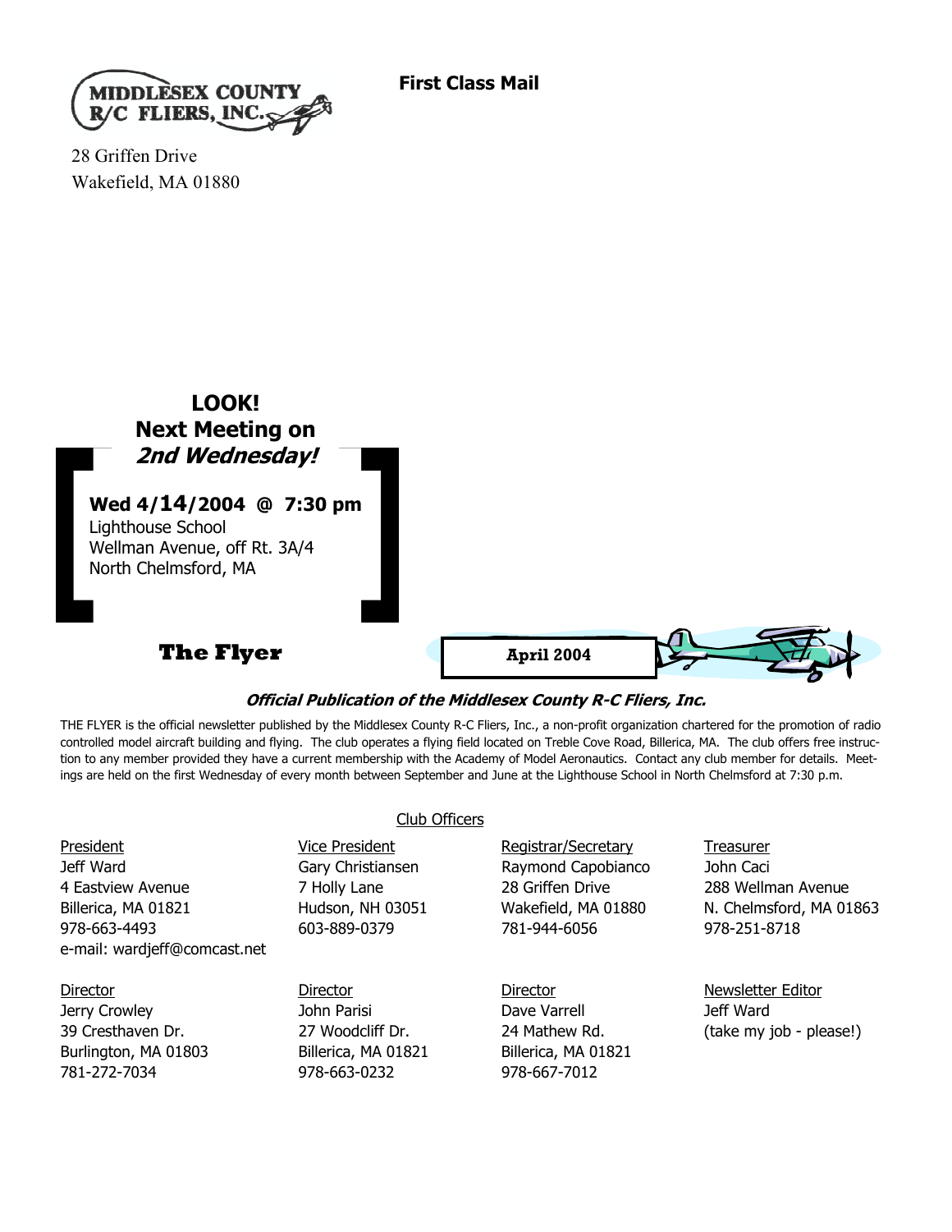MIDDLESEX COUNTY R/C FLIERS, INC.

28 Griffen Drive
Wakefield, MA 01880

**First Class Mail**

**LOOK!**
**Next Meeting on**
***2nd Wednesday!***

**Wed 4/14/2004 @ 7:30 pm**
Lighthouse School
Wellman Avenue, off Rt. 3A/4
North Chelmsford, MA

# The Flyer

**April 2004**

***Official Publication of the Middlesex County R-C Fliers, Inc.***

THE FLYER is the official newsletter published by the Middlesex County R-C Fliers, Inc., a non-profit organization chartered for the promotion of radio controlled model aircraft building and flying. The club operates a flying field located on Treble Cove Road, Billerica, MA. The club offers free instruction to any member provided they have a current membership with the Academy of Model Aeronautics. Contact any club member for details. Meetings are held on the first Wednesday of every month between September and June at the Lighthouse School in North Chelmsford at 7:30 p.m.

## Club Officers

President
Jeff Ward
4 Eastview Avenue
Billerica, MA 01821
978-663-4493
e-mail: wardjeff@comcast.net

Vice President
Gary Christiansen
7 Holly Lane
Hudson, NH 03051
603-889-0379

Registrar/Secretary
Raymond Capobianco
28 Griffen Drive
Wakefield, MA 01880
781-944-6056

Treasurer
John Caci
288 Wellman Avenue
N. Chelmsford, MA 01863
978-251-8718

Director
Jerry Crowley
39 Cresthaven Dr.
Burlington, MA 01803
781-272-7034

Director
John Parisi
27 Woodcliff Dr.
Billerica, MA 01821
978-663-0232

Director
Dave Varrell
24 Mathew Rd.
Billerica, MA 01821
978-667-7012

Newsletter Editor
Jeff Ward
(take my job - please!)